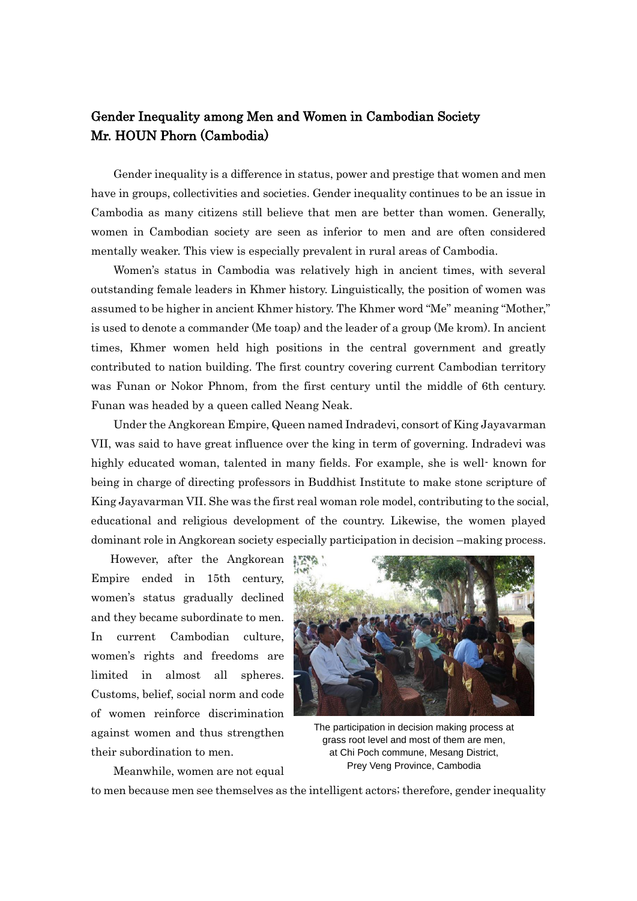## Gender Inequality among Men and Women in Cambodian Society
## Mr. HOUN Phorn (Cambodia)

Gender inequality is a difference in status, power and prestige that women and men have in groups, collectivities and societies. Gender inequality continues to be an issue in Cambodia as many citizens still believe that men are better than women. Generally, women in Cambodian society are seen as inferior to men and are often considered mentally weaker. This view is especially prevalent in rural areas of Cambodia.

Women's status in Cambodia was relatively high in ancient times, with several outstanding female leaders in Khmer history. Linguistically, the position of women was assumed to be higher in ancient Khmer history. The Khmer word "Me" meaning "Mother," is used to denote a commander (Me toap) and the leader of a group (Me krom). In ancient times, Khmer women held high positions in the central government and greatly contributed to nation building. The first country covering current Cambodian territory was Funan or Nokor Phnom, from the first century until the middle of 6th century. Funan was headed by a queen called Neang Neak.

Under the Angkorean Empire, Queen named Indradevi, consort of King Jayavarman VII, was said to have great influence over the king in term of governing. Indradevi was highly educated woman, talented in many fields. For example, she is well- known for being in charge of directing professors in Buddhist Institute to make stone scripture of King Jayavarman VII. She was the first real woman role model, contributing to the social, educational and religious development of the country. Likewise, the women played dominant role in Angkorean society especially participation in decision –making process.

However, after the Angkorean Empire ended in 15th century, women's status gradually declined and they became subordinate to men. In current Cambodian culture, women's rights and freedoms are limited in almost all spheres. Customs, belief, social norm and code of women reinforce discrimination against women and thus strengthen their subordination to men.

The participation in decision making process at grass root level and most of them are men, at Chi Poch commune, Mesang District, Prey Veng Province, Cambodia

Meanwhile, women are not equal to men because men see themselves as the intelligent actors; therefore, gender inequality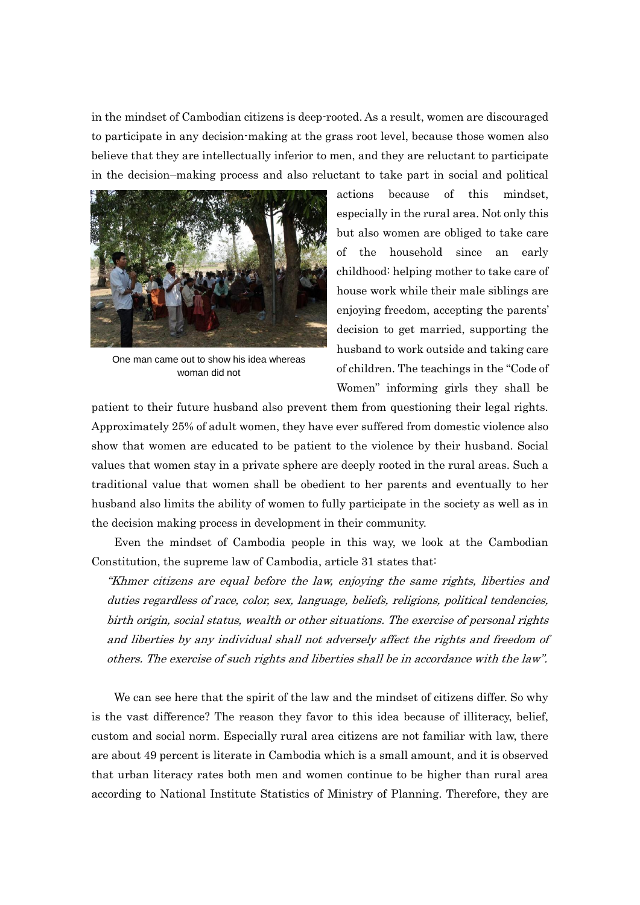in the mindset of Cambodian citizens is deep-rooted. As a result, women are discouraged to participate in any decision-making at the grass root level, because those women also believe that they are intellectually inferior to men, and they are reluctant to participate in the decision–making process and also reluctant to take part in social and political actions because of this mindset, especially in the rural area. Not only this but also women are obliged to take care of the household since an early childhood: helping mother to take care of house work while their male siblings are enjoying freedom, accepting the parents' decision to get married, supporting the husband to work outside and taking care of children. The teachings in the "Code of Women" informing girls they shall be patient to their future husband also prevent them from questioning their legal rights. Approximately 25% of adult women, they have ever suffered from domestic violence also show that women are educated to be patient to the violence by their husband. Social values that women stay in a private sphere are deeply rooted in the rural areas. Such a traditional value that women shall be obedient to her parents and eventually to her husband also limits the ability of women to fully participate in the society as well as in the decision making process in development in their community.

One man came out to show his idea whereas woman did not

Even the mindset of Cambodia people in this way, we look at the Cambodian Constitution, the supreme law of Cambodia, article 31 states that:

> *"Khmer citizens are equal before the law, enjoying the same rights, liberties and duties regardless of race, color, sex, language, beliefs, religions, political tendencies, birth origin, social status, wealth or other situations. The exercise of personal rights and liberties by any individual shall not adversely affect the rights and freedom of others. The exercise of such rights and liberties shall be in accordance with the law".*

We can see here that the spirit of the law and the mindset of citizens differ. So why is the vast difference? The reason they favor to this idea because of illiteracy, belief, custom and social norm. Especially rural area citizens are not familiar with law, there are about 49 percent is literate in Cambodia which is a small amount, and it is observed that urban literacy rates both men and women continue to be higher than rural area according to National Institute Statistics of Ministry of Planning. Therefore, they are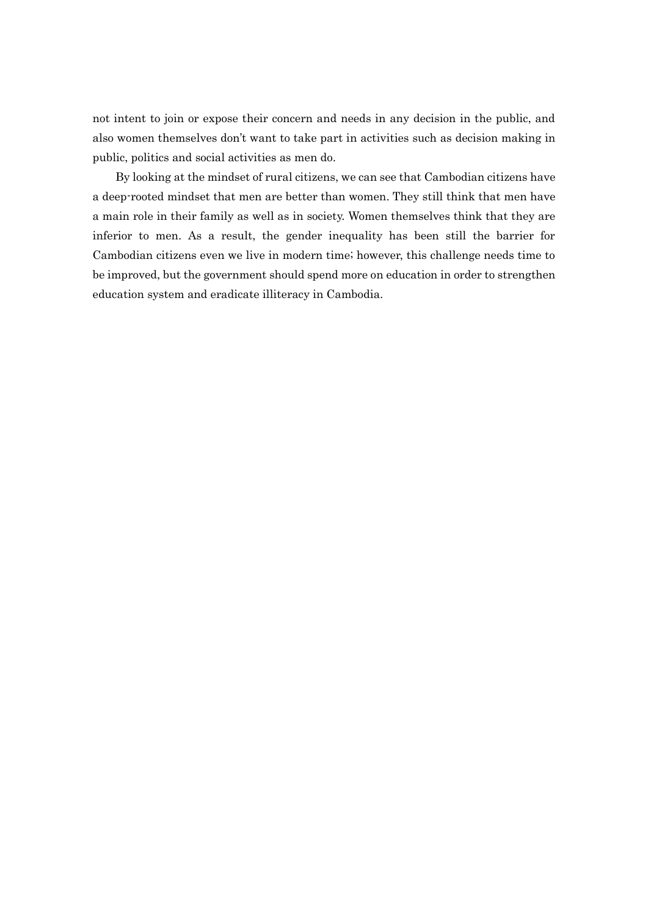not intent to join or expose their concern and needs in any decision in the public, and also women themselves don't want to take part in activities such as decision making in public, politics and social activities as men do.

By looking at the mindset of rural citizens, we can see that Cambodian citizens have a deep-rooted mindset that men are better than women. They still think that men have a main role in their family as well as in society. Women themselves think that they are inferior to men. As a result, the gender inequality has been still the barrier for Cambodian citizens even we live in modern time; however, this challenge needs time to be improved, but the government should spend more on education in order to strengthen education system and eradicate illiteracy in Cambodia.